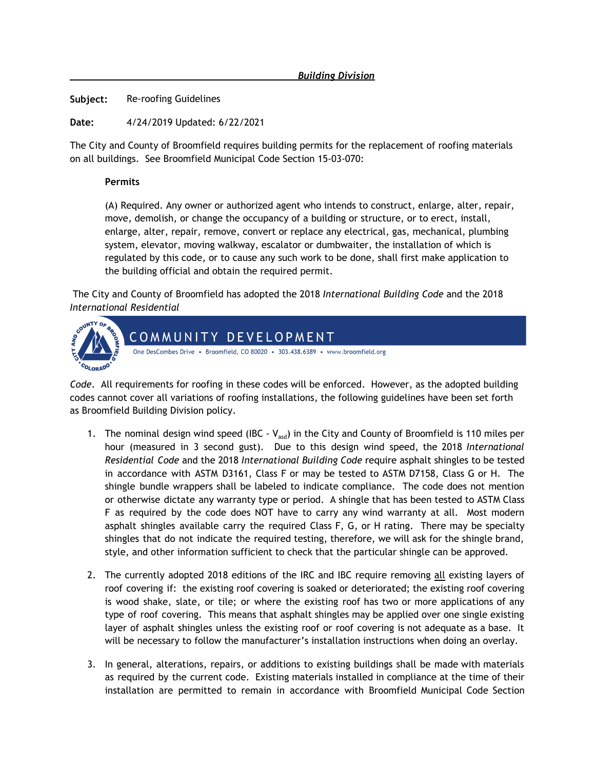**_Building Division_**

**Subject:** Re-roofing Guidelines

**Date:** 4/24/2019 Updated: 6/22/2021

The City and County of Broomfield requires building permits for the replacement of roofing materials on all buildings. See Broomfield Municipal Code Section 15-03-070:

> **Permits**
>
> (A) Required. Any owner or authorized agent who intends to construct, enlarge, alter, repair, move, demolish, or change the occupancy of a building or structure, or to erect, install, enlarge, alter, repair, remove, convert or replace any electrical, gas, mechanical, plumbing system, elevator, moving walkway, escalator or dumbwaiter, the installation of which is regulated by this code, or to cause any such work to be done, shall first make application to the building official and obtain the required permit.

The City and County of Broomfield has adopted the 2018 *International Building Code* and the 2018 *International Residential Code*. All requirements for roofing in these codes will be enforced. However, as the adopted building codes cannot cover all variations of roofing installations, the following guidelines have been set forth as Broomfield Building Division policy.

1. The nominal design wind speed (IBC - $V_{asd}$) in the City and County of Broomfield is 110 miles per hour (measured in 3 second gust). Due to this design wind speed, the 2018 *International Residential Code* and the 2018 *International Building Code* require asphalt shingles to be tested in accordance with ASTM D3161, Class F or may be tested to ASTM D7158, Class G or H. The shingle bundle wrappers shall be labeled to indicate compliance. The code does not mention or otherwise dictate any warranty type or period. A shingle that has been tested to ASTM Class F as required by the code does NOT have to carry any wind warranty at all. Most modern asphalt shingles available carry the required Class F, G, or H rating. There may be specialty shingles that do not indicate the required testing, therefore, we will ask for the shingle brand, style, and other information sufficient to check that the particular shingle can be approved.

2. The currently adopted 2018 editions of the IRC and IBC require removing all existing layers of roof covering if: the existing roof covering is soaked or deteriorated; the existing roof covering is wood shake, slate, or tile; or where the existing roof has two or more applications of any type of roof covering. This means that asphalt shingles may be applied over one single existing layer of asphalt shingles unless the existing roof or roof covering is not adequate as a base. It will be necessary to follow the manufacturer's installation instructions when doing an overlay.

3. In general, alterations, repairs, or additions to existing buildings shall be made with materials as required by the current code. Existing materials installed in compliance at the time of their installation are permitted to remain in accordance with Broomfield Municipal Code Section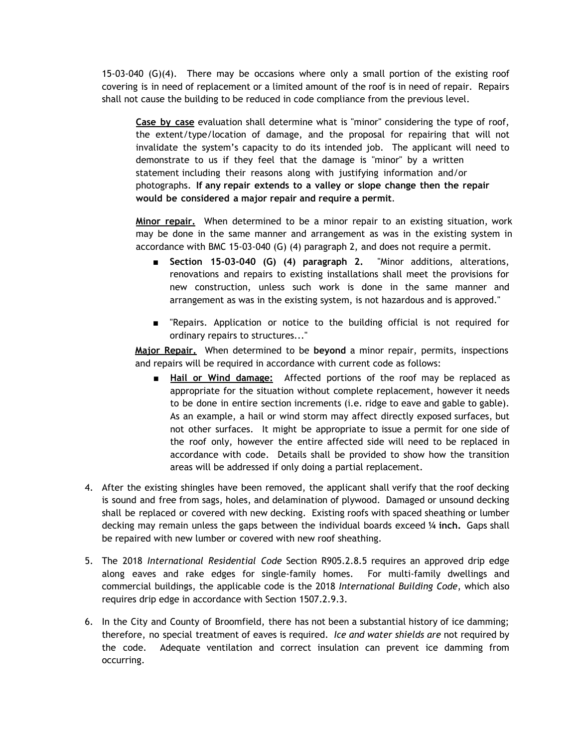15-03-040 (G)(4). There may be occasions where only a small portion of the existing roof covering is in need of replacement or a limited amount of the roof is in need of repair. Repairs shall not cause the building to be reduced in code compliance from the previous level.

> **<u>Case by case</u>** evaluation shall determine what is "minor" considering the type of roof, the extent/type/location of damage, and the proposal for repairing that will not invalidate the system's capacity to do its intended job. The applicant will need to demonstrate to us if they feel that the damage is "minor" by a written statement including their reasons along with justifying information and/or photographs. **If any repair extends to a valley or slope change then the repair would be considered a major repair and require a permit**.
>
> **<u>Minor repair.</u>** When determined to be a minor repair to an existing situation, work may be done in the same manner and arrangement as was in the existing system in accordance with BMC 15-03-040 (G) (4) paragraph 2, and does not require a permit.
>
> - **Section 15-03-040 (G) (4) paragraph 2.** "Minor additions, alterations, renovations and repairs to existing installations shall meet the provisions for new construction, unless such work is done in the same manner and arrangement as was in the existing system, is not hazardous and is approved."
> - "Repairs. Application or notice to the building official is not required for ordinary repairs to structures..."
>
> **<u>Major Repair.</u>** When determined to be **beyond** a minor repair, permits, inspections and repairs will be required in accordance with current code as follows:
>
> - **<u>Hail or Wind damage:</u>** Affected portions of the roof may be replaced as appropriate for the situation without complete replacement, however it needs to be done in entire section increments (i.e. ridge to eave and gable to gable). As an example, a hail or wind storm may affect directly exposed surfaces, but not other surfaces. It might be appropriate to issue a permit for one side of the roof only, however the entire affected side will need to be replaced in accordance with code. Details shall be provided to show how the transition areas will be addressed if only doing a partial replacement.

4. After the existing shingles have been removed, the applicant shall verify that the roof decking is sound and free from sags, holes, and delamination of plywood. Damaged or unsound decking shall be replaced or covered with new decking. Existing roofs with spaced sheathing or lumber decking may remain unless the gaps between the individual boards exceed **¼ inch.** Gaps shall be repaired with new lumber or covered with new roof sheathing.

5. The 2018 *International Residential Code* Section R905.2.8.5 requires an approved drip edge along eaves and rake edges for single-family homes. For multi-family dwellings and commercial buildings, the applicable code is the 2018 *International Building Code*, which also requires drip edge in accordance with Section 1507.2.9.3.

6. In the City and County of Broomfield, there has not been a substantial history of ice damming; therefore, no special treatment of eaves is required. *Ice and water shields are* not required by the code. Adequate ventilation and correct insulation can prevent ice damming from occurring.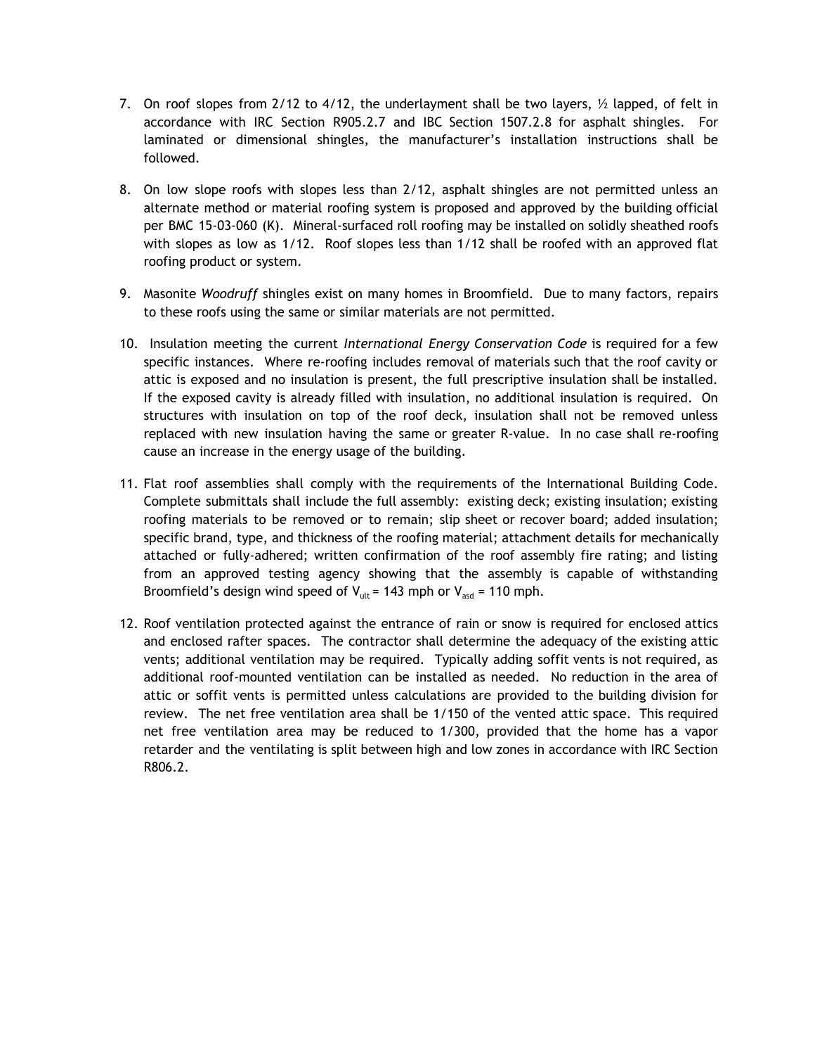7. On roof slopes from 2/12 to 4/12, the underlayment shall be two layers, ½ lapped, of felt in accordance with IRC Section R905.2.7 and IBC Section 1507.2.8 for asphalt shingles. For laminated or dimensional shingles, the manufacturer's installation instructions shall be followed.

8. On low slope roofs with slopes less than 2/12, asphalt shingles are not permitted unless an alternate method or material roofing system is proposed and approved by the building official per BMC 15-03-060 (K). Mineral-surfaced roll roofing may be installed on solidly sheathed roofs with slopes as low as 1/12. Roof slopes less than 1/12 shall be roofed with an approved flat roofing product or system.

9. Masonite *Woodruff* shingles exist on many homes in Broomfield. Due to many factors, repairs to these roofs using the same or similar materials are not permitted.

10. Insulation meeting the current *International Energy Conservation Code* is required for a few specific instances. Where re-roofing includes removal of materials such that the roof cavity or attic is exposed and no insulation is present, the full prescriptive insulation shall be installed. If the exposed cavity is already filled with insulation, no additional insulation is required. On structures with insulation on top of the roof deck, insulation shall not be removed unless replaced with new insulation having the same or greater R-value. In no case shall re-roofing cause an increase in the energy usage of the building.

11. Flat roof assemblies shall comply with the requirements of the International Building Code. Complete submittals shall include the full assembly: existing deck; existing insulation; existing roofing materials to be removed or to remain; slip sheet or recover board; added insulation; specific brand, type, and thickness of the roofing material; attachment details for mechanically attached or fully-adhered; written confirmation of the roof assembly fire rating; and listing from an approved testing agency showing that the assembly is capable of withstanding Broomfield's design wind speed of $V_{ult}$ = 143 mph or $V_{asd}$ = 110 mph.

12. Roof ventilation protected against the entrance of rain or snow is required for enclosed attics and enclosed rafter spaces. The contractor shall determine the adequacy of the existing attic vents; additional ventilation may be required. Typically adding soffit vents is not required, as additional roof-mounted ventilation can be installed as needed. No reduction in the area of attic or soffit vents is permitted unless calculations are provided to the building division for review. The net free ventilation area shall be 1/150 of the vented attic space. This required net free ventilation area may be reduced to 1/300, provided that the home has a vapor retarder and the ventilating is split between high and low zones in accordance with IRC Section R806.2.